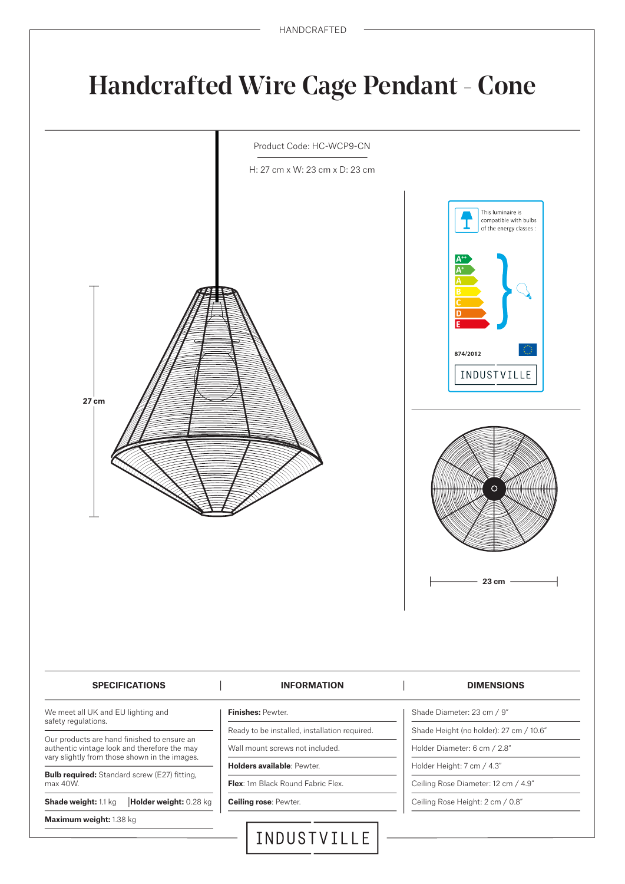HANDCRAFTED

# Handcrafted Wire Cage Pendant - Cone

Product Code: HC-WCP9-CN

H: 27 cm x W: 23 cm x D: 23 cm

27 cm

23 cm

This luminaire is compatible with bulbs of the energy classes :

A++ A+ A B C D E

874/2012

INDUSTVILLE

| SPECIFICATIONS | INFORMATION | DIMENSIONS |
|---|---|---|
| We meet all UK and EU lighting and safety regulations. | **Finishes:** Pewter. | Shade Diameter: 23 cm / 9" |
| Our products are hand finished to ensure an authentic vintage look and therefore the may vary slightly from those shown in the images. | Ready to be installed, installation required. | Shade Height (no holder): 27 cm / 10.6" |
| **Bulb required:** Standard screw (E27) fitting, max 40W. | Wall mount screws not included. | Holder Diameter: 6 cm / 2.8" |
| **Shade weight:** 1.1 kg \| **Holder weight:** 0.28 kg | **Holders available**: Pewter. | Holder Height: 7 cm / 4.3" |
| **Maximum weight:** 1.38 kg | **Flex**: 1m Black Round Fabric Flex. | Ceiling Rose Diameter: 12 cm / 4.9" |
| | **Ceiling rose**: Pewter. | Ceiling Rose Height: 2 cm / 0.8" |

INDUSTVILLE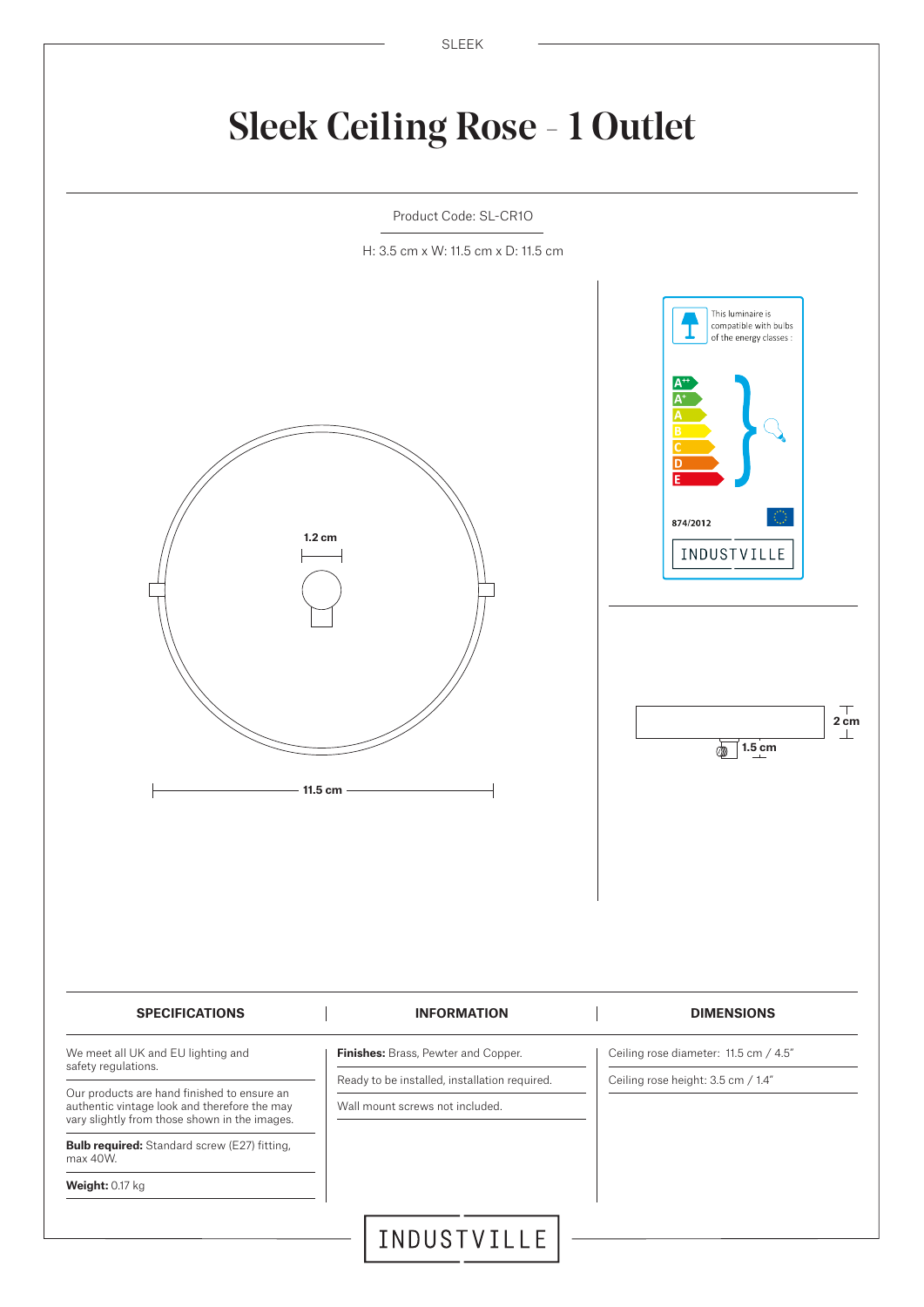# Sleek Ceiling Rose - 1 Outlet

Product Code: SL-CR1O

H: 3.5 cm x W: 11.5 cm x D: 11.5 cm

1.2 cm

11.5 cm

This luminaire is compatible with bulbs of the energy classes :

A++ A+ A B C D E

874/2012

INDUSTVILLE

2 cm

1.5 cm

| SPECIFICATIONS | INFORMATION | DIMENSIONS |
|---|---|---|
| We meet all UK and EU lighting and safety regulations. | **Finishes:** Brass, Pewter and Copper. | Ceiling rose diameter: 11.5 cm / 4.5" |
| Our products are hand finished to ensure an authentic vintage look and therefore the may vary slightly from those shown in the images. | Ready to be installed, installation required. | Ceiling rose height: 3.5 cm / 1.4" |
| **Bulb required:** Standard screw (E27) fitting, max 40W. | Wall mount screws not included. | |
| **Weight:** 0.17 kg | | |

INDUSTVILLE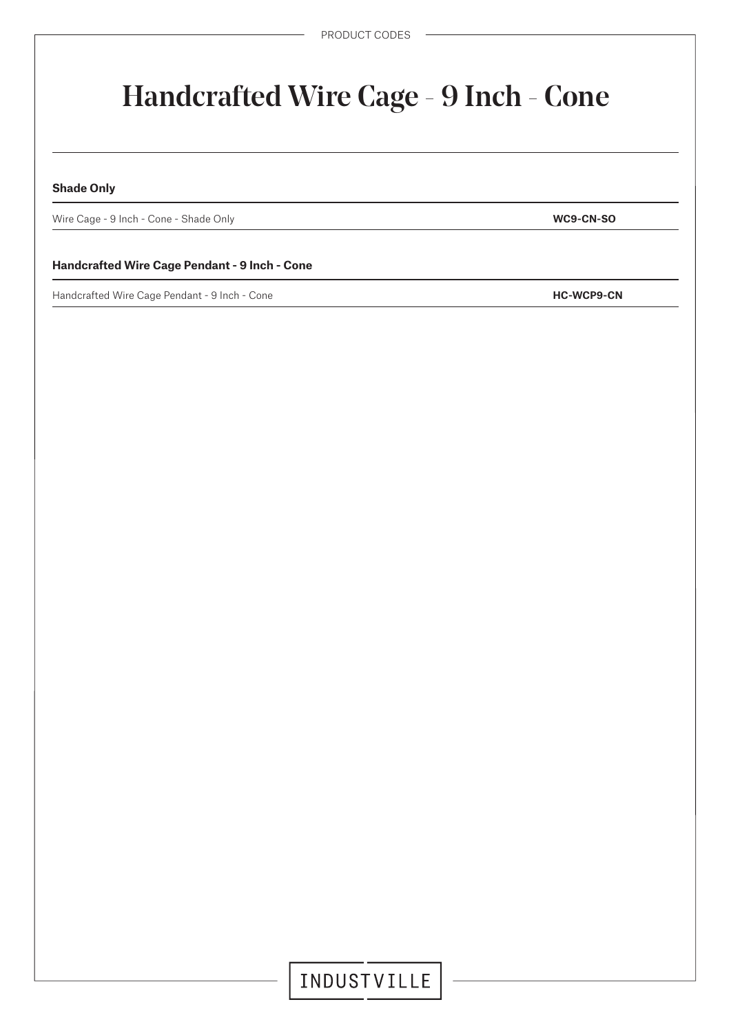# Handcrafted Wire Cage - 9 Inch - Cone

**Shade Only**

| | |
|---|---|
| Wire Cage - 9 Inch - Cone - Shade Only | **WC9-CN-SO** |

**Handcrafted Wire Cage Pendant - 9 Inch - Cone**

| | |
|---|---|
| Handcrafted Wire Cage Pendant - 9 Inch - Cone | **HC-WCP9-CN** |